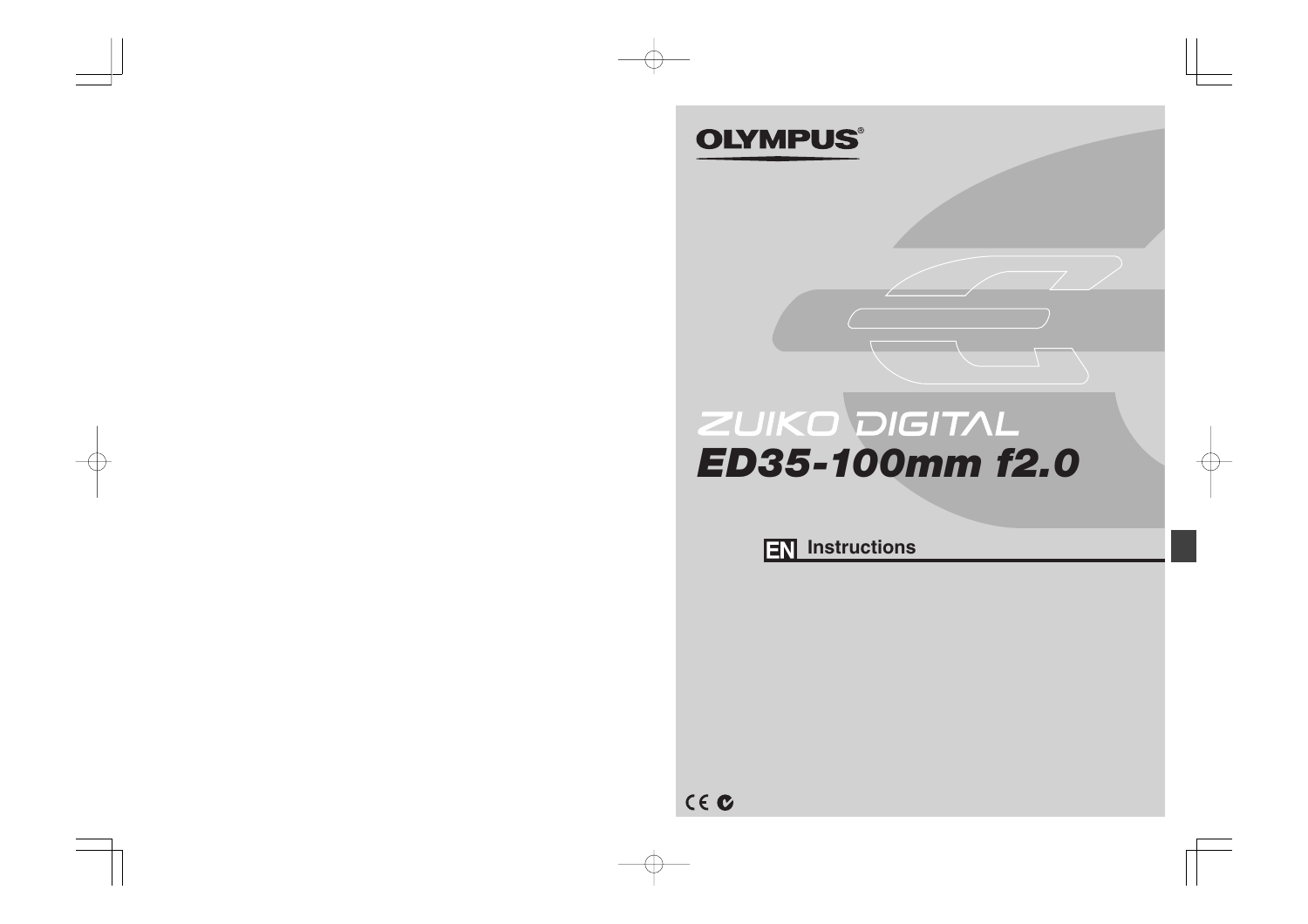OLYMPUS

# ZUIKO DIGITAL
# ED35-100mm f2.0

EN Instructions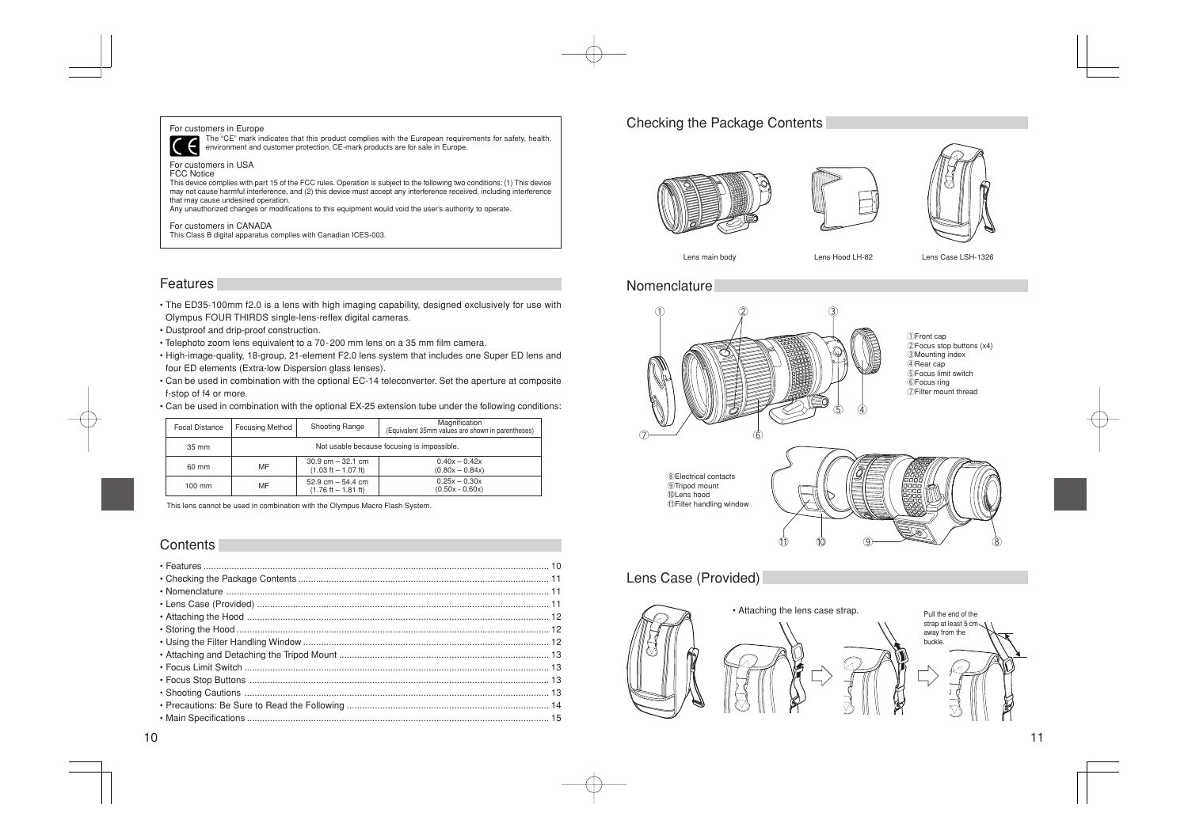For customers in Europe

The "CE" mark indicates that this product complies with the European requirements for safety, health, environment and customer protection. CE-mark products are for sale in Europe.

For customers in USA
FCC Notice
This device complies with part 15 of the FCC rules. Operation is subject to the following two conditions: (1) This device may not cause harmful interference, and (2) this device must accept any interference received, including interference that may cause undesired operation.
Any unauthorized changes or modifications to this equipment would void the user's authority to operate.

For customers in CANADA
This Class B digital apparatus complies with Canadian ICES-003.

## Features

- The ED35-100mm f2.0 is a lens with high imaging capability, designed exclusively for use with Olympus FOUR THIRDS single-lens-reflex digital cameras.
- Dustproof and drip-proof construction.
- Telephoto zoom lens equivalent to a 70-200 mm lens on a 35 mm film camera.
- High-image-quality, 18-group, 21-element F2.0 lens system that includes one Super ED lens and four ED elements (Extra-low Dispersion glass lenses).
- Can be used in combination with the optional EC-14 teleconverter. Set the aperture at composite f-stop of f4 or more.
- Can be used in combination with the optional EX-25 extension tube under the following conditions:

| Focal Distance | Focusing Method | Shooting Range | Magnification (Equivalent 35mm values are shown in parentheses) |
|---|---|---|---|
| 35 mm | Not usable because focusing is impossible. | | |
| 60 mm | MF | 30.9 cm – 32.1 cm (1.03 ft – 1.07 ft) | 0.40x – 0.42x (0.80x – 0.84x) |
| 100 mm | MF | 52.9 cm – 54.4 cm (1.76 ft – 1.81 ft) | 0.25x – 0.30x (0.50x - 0.60x) |

This lens cannot be used in combination with the Olympus Macro Flash System.

## Contents

- Features ..... 10
- Checking the Package Contents ..... 11
- Nomenclature ..... 11
- Lens Case (Provided) ..... 11
- Attaching the Hood ..... 12
- Storing the Hood ..... 12
- Using the Filter Handling Window ..... 12
- Attaching and Detaching the Tripod Mount ..... 13
- Focus Limit Switch ..... 13
- Focus Stop Buttons ..... 13
- Shooting Cautions ..... 13
- Precautions: Be Sure to Read the Following ..... 14
- Main Specifications ..... 15

## Checking the Package Contents

Lens main body

Lens Hood LH-82

Lens Case LSH-1326

## Nomenclature

① Front cap
② Focus stop buttons (x4)
③ Mounting index
④ Rear cap
⑤ Focus limit switch
⑥ Focus ring
⑦ Filter mount thread

⑧ Electrical contacts
⑨ Tripod mount
⑩ Lens hood
⑪ Filter handling window

## Lens Case (Provided)

- Attaching the lens case strap.

Pull the end of the strap at least 5 cm away from the buckle.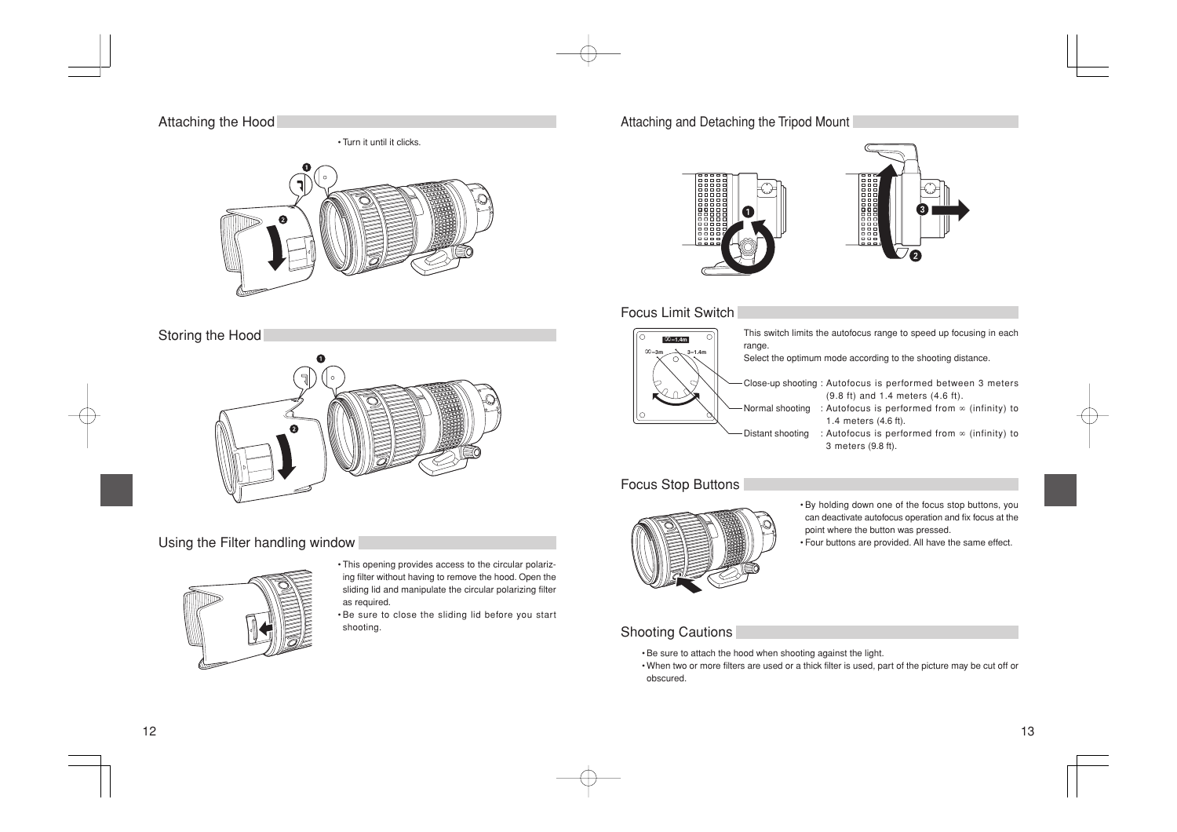## Attaching the Hood

• Turn it until it clicks.

## Storing the Hood

## Using the Filter handling window

• This opening provides access to the circular polarizing filter without having to remove the hood. Open the sliding lid and manipulate the circular polarizing filter as required.
• Be sure to close the sliding lid before you start shooting.

## Attaching and Detaching the Tripod Mount

## Focus Limit Switch

This switch limits the autofocus range to speed up focusing in each range.
Select the optimum mode according to the shooting distance.

Close-up shooting : Autofocus is performed between 3 meters (9.8 ft) and 1.4 meters (4.6 ft).
Normal shooting : Autofocus is performed from ∞ (infinity) to 1.4 meters (4.6 ft).
Distant shooting : Autofocus is performed from ∞ (infinity) to 3 meters (9.8 ft).

## Focus Stop Buttons

• By holding down one of the focus stop buttons, you can deactivate autofocus operation and fix focus at the point where the button was pressed.
• Four buttons are provided. All have the same effect.

## Shooting Cautions

• Be sure to attach the hood when shooting against the light.
• When two or more filters are used or a thick filter is used, part of the picture may be cut off or obscured.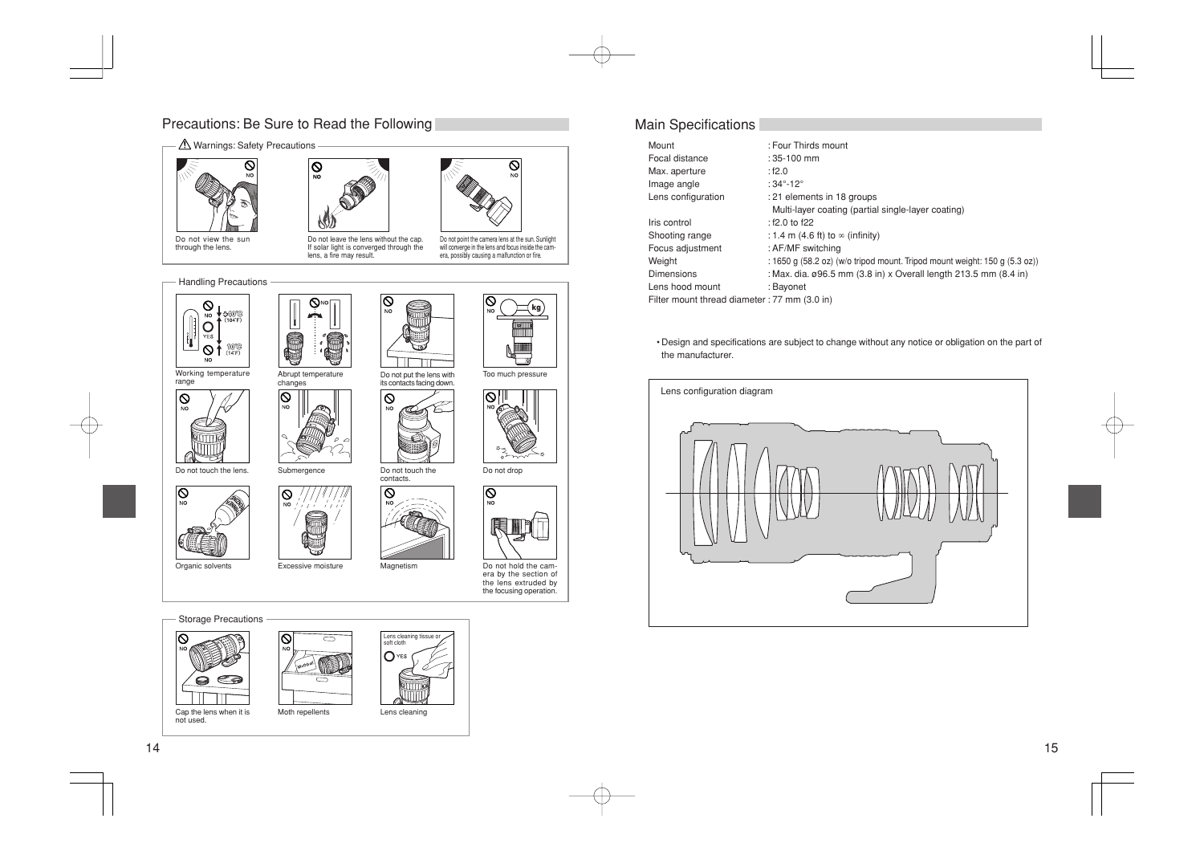## Precautions: Be Sure to Read the Following

### ⚠ Warnings: Safety Precautions

- NO — Do not view the sun through the lens.
- NO — Do not leave the lens without the cap. If solar light is converged through the lens, a fire may result.
- NO — Do not point the camera lens at the sun. Sunlight will converge in the lens and focus inside the camera, possibly causing a malfunction or fire.

### Handling Precautions

- Working temperature range (NO +40°C (104°F); YES; NO –10°C (14°F))
- Abrupt temperature changes (NO)
- Do not put the lens with its contacts facing down. (NO)
- Too much pressure (NO, kg)
- Do not touch the lens. (NO)
- Submergence (NO)
- Do not touch the contacts. (NO)
- Do not drop (NO)
- Organic solvents (NO)
- Excessive moisture (NO)
- Magnetism (NO)
- Do not hold the camera by the section of the lens extruded by the focusing operation. (NO)

### Storage Precautions

- Cap the lens when it is not used. (NO)
- Moth repellents (NO)
- Lens cleaning (YES — Lens cleaning tissue or soft cloth)

## Main Specifications

| | |
|---|---|
| Mount | : Four Thirds mount |
| Focal distance | : 35-100 mm |
| Max. aperture | : f2.0 |
| Image angle | : 34°-12° |
| Lens configuration | : 21 elements in 18 groups<br>Multi-layer coating (partial single-layer coating) |
| Iris control | : f2.0 to f22 |
| Shooting range | : 1.4 m (4.6 ft) to ∞ (infinity) |
| Focus adjustment | : AF/MF switching |
| Weight | : 1650 g (58.2 oz) (w/o tripod mount. Tripod mount weight: 150 g (5.3 oz)) |
| Dimensions | : Max. dia. ø96.5 mm (3.8 in) x Overall length 213.5 mm (8.4 in) |
| Lens hood mount | : Bayonet |
| Filter mount thread diameter | : 77 mm (3.0 in) |

• Design and specifications are subject to change without any notice or obligation on the part of the manufacturer.

Lens configuration diagram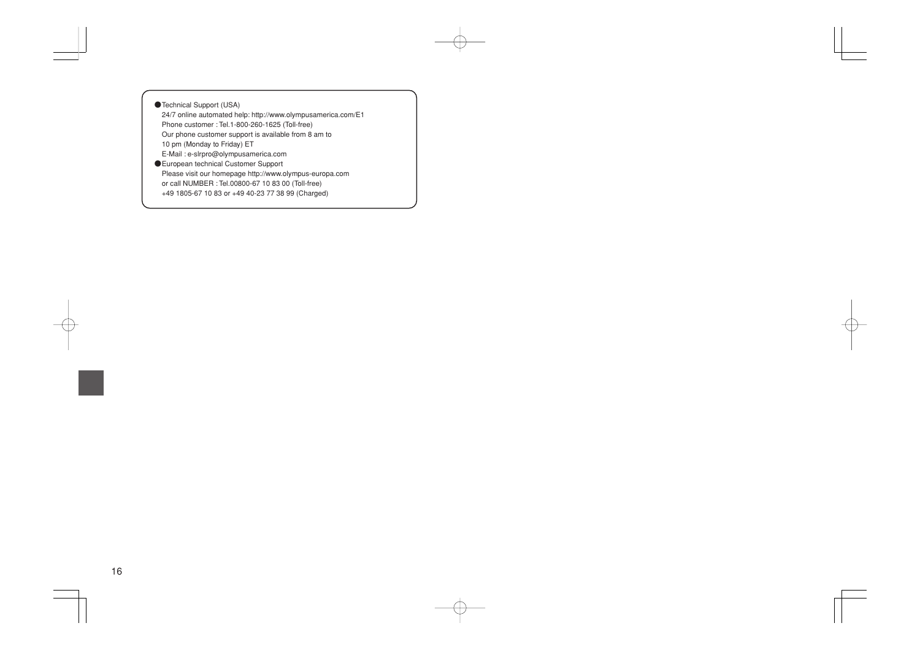- Technical Support (USA)

  24/7 online automated help: http://www.olympusamerica.com/E1

  Phone customer : Tel.1-800-260-1625 (Toll-free)

  Our phone customer support is available from 8 am to
  10 pm (Monday to Friday) ET

  E-Mail : e-slrpro@olympusamerica.com

- European technical Customer Support

  Please visit our homepage http://www.olympus-europa.com
  or call NUMBER : Tel.00800-67 10 83 00 (Toll-free)
  +49 1805-67 10 83 or +49 40-23 77 38 99 (Charged)